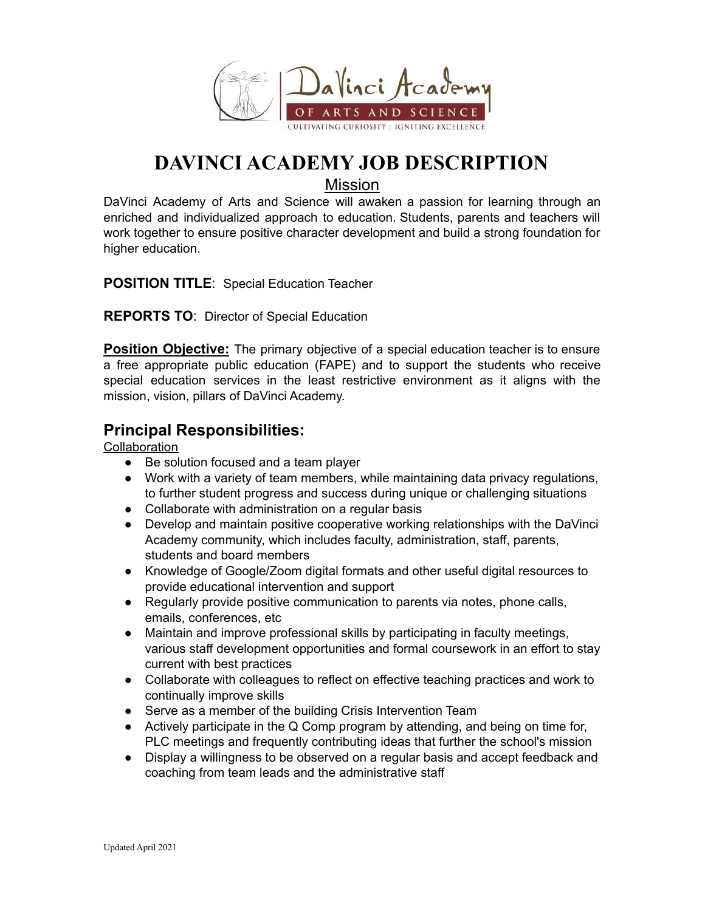# DAVINCI ACADEMY JOB DESCRIPTION

## Mission

DaVinci Academy of Arts and Science will awaken a passion for learning through an enriched and individualized approach to education. Students, parents and teachers will work together to ensure positive character development and build a strong foundation for higher education.

**POSITION TITLE**: Special Education Teacher

**REPORTS TO**: Director of Special Education

**Position Objective:** The primary objective of a special education teacher is to ensure a free appropriate public education (FAPE) and to support the students who receive special education services in the least restrictive environment as it aligns with the mission, vision, pillars of DaVinci Academy.

## Principal Responsibilities:

Collaboration

- Be solution focused and a team player
- Work with a variety of team members, while maintaining data privacy regulations, to further student progress and success during unique or challenging situations
- Collaborate with administration on a regular basis
- Develop and maintain positive cooperative working relationships with the DaVinci Academy community, which includes faculty, administration, staff, parents, students and board members
- Knowledge of Google/Zoom digital formats and other useful digital resources to provide educational intervention and support
- Regularly provide positive communication to parents via notes, phone calls, emails, conferences, etc
- Maintain and improve professional skills by participating in faculty meetings, various staff development opportunities and formal coursework in an effort to stay current with best practices
- Collaborate with colleagues to reflect on effective teaching practices and work to continually improve skills
- Serve as a member of the building Crisis Intervention Team
- Actively participate in the Q Comp program by attending, and being on time for, PLC meetings and frequently contributing ideas that further the school's mission
- Display a willingness to be observed on a regular basis and accept feedback and coaching from team leads and the administrative staff

Updated April 2021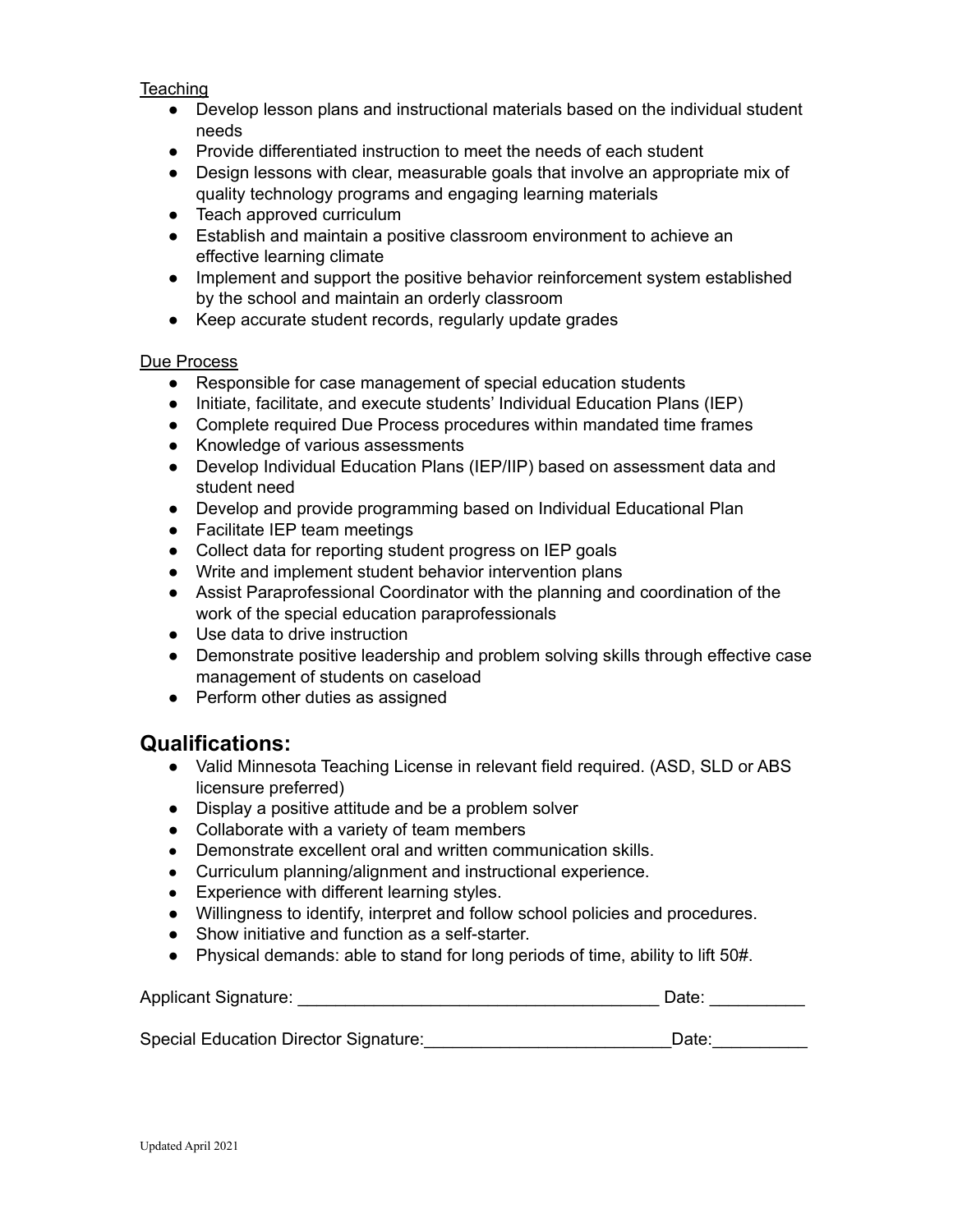Teaching

- Develop lesson plans and instructional materials based on the individual student needs
- Provide differentiated instruction to meet the needs of each student
- Design lessons with clear, measurable goals that involve an appropriate mix of quality technology programs and engaging learning materials
- Teach approved curriculum
- Establish and maintain a positive classroom environment to achieve an effective learning climate
- Implement and support the positive behavior reinforcement system established by the school and maintain an orderly classroom
- Keep accurate student records, regularly update grades

Due Process

- Responsible for case management of special education students
- Initiate, facilitate, and execute students' Individual Education Plans (IEP)
- Complete required Due Process procedures within mandated time frames
- Knowledge of various assessments
- Develop Individual Education Plans (IEP/IIP) based on assessment data and student need
- Develop and provide programming based on Individual Educational Plan
- Facilitate IEP team meetings
- Collect data for reporting student progress on IEP goals
- Write and implement student behavior intervention plans
- Assist Paraprofessional Coordinator with the planning and coordination of the work of the special education paraprofessionals
- Use data to drive instruction
- Demonstrate positive leadership and problem solving skills through effective case management of students on caseload
- Perform other duties as assigned

## Qualifications:

- Valid Minnesota Teaching License in relevant field required. (ASD, SLD or ABS licensure preferred)
- Display a positive attitude and be a problem solver
- Collaborate with a variety of team members
- Demonstrate excellent oral and written communication skills.
- Curriculum planning/alignment and instructional experience.
- Experience with different learning styles.
- Willingness to identify, interpret and follow school policies and procedures.
- Show initiative and function as a self-starter.
- Physical demands: able to stand for long periods of time, ability to lift 50#.

Applicant Signature: ______________________________________ Date: __________

Special Education Director Signature:_________________________Date:__________

Updated April 2021